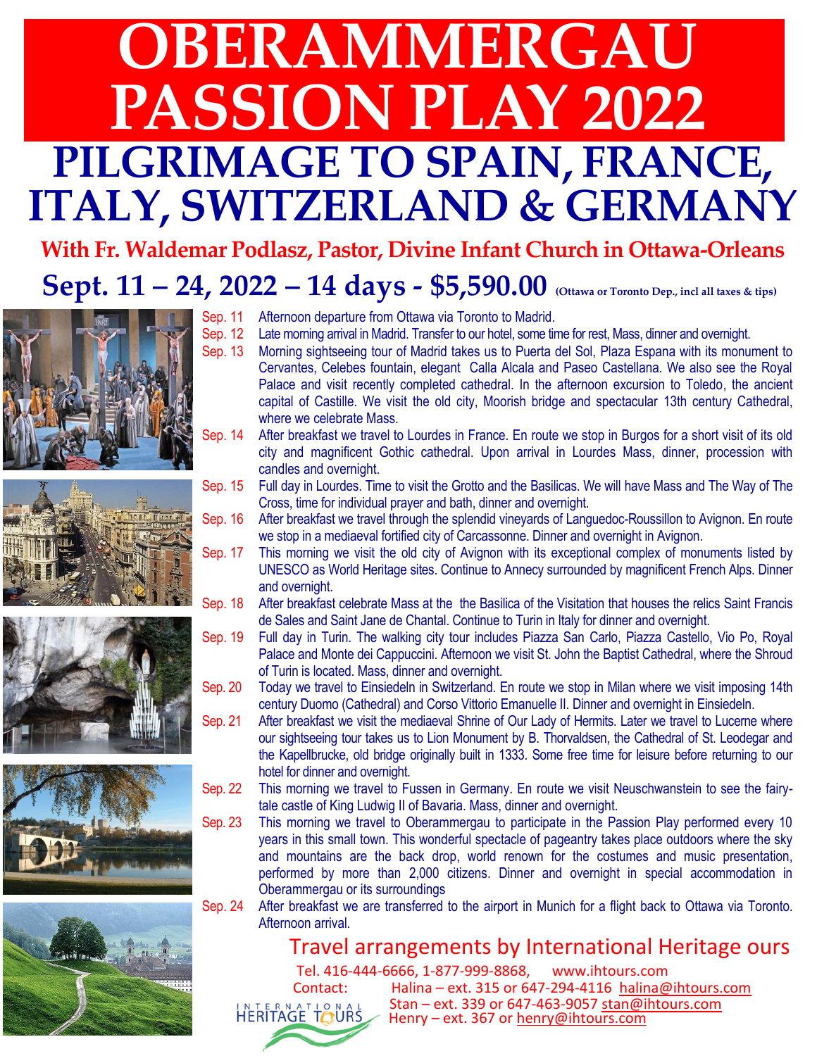# OBERAMMERGAU PASSION PLAY 2022

## PILGRIMAGE TO SPAIN, FRANCE, ITALY, SWITZERLAND & GERMANY

**With Fr. Waldemar Podlasz, Pastor, Divine Infant Church in Ottawa-Orleans**

**Sept. 11 – 24, 2022 – 14 days - $5,590.00** (Ottawa or Toronto Dep., incl all taxes & tips)

Sep. 11 Afternoon departure from Ottawa via Toronto to Madrid.

Sep. 12 Late morning arrival in Madrid. Transfer to our hotel, some time for rest, Mass, dinner and overnight.

Sep. 13 Morning sightseeing tour of Madrid takes us to Puerta del Sol, Plaza Espana with its monument to Cervantes, Celebes fountain, elegant Calla Alcala and Paseo Castellana. We also see the Royal Palace and visit recently completed cathedral. In the afternoon excursion to Toledo, the ancient capital of Castille. We visit the old city, Moorish bridge and spectacular 13th century Cathedral, where we celebrate Mass.

Sep. 14 After breakfast we travel to Lourdes in France. En route we stop in Burgos for a short visit of its old city and magnificent Gothic cathedral. Upon arrival in Lourdes Mass, dinner, procession with candles and overnight.

Sep. 15 Full day in Lourdes. Time to visit the Grotto and the Basilicas. We will have Mass and The Way of The Cross, time for individual prayer and bath, dinner and overnight.

Sep. 16 After breakfast we travel through the splendid vineyards of Languedoc-Roussillon to Avignon. En route we stop in a mediaeval fortified city of Carcassonne. Dinner and overnight in Avignon.

Sep. 17 This morning we visit the old city of Avignon with its exceptional complex of monuments listed by UNESCO as World Heritage sites. Continue to Annecy surrounded by magnificent French Alps. Dinner and overnight.

Sep. 18 After breakfast celebrate Mass at the the Basilica of the Visitation that houses the relics Saint Francis de Sales and Saint Jane de Chantal. Continue to Turin in Italy for dinner and overnight.

Sep. 19 Full day in Turin. The walking city tour includes Piazza San Carlo, Piazza Castello, Vio Po, Royal Palace and Monte dei Cappuccini. Afternoon we visit St. John the Baptist Cathedral, where the Shroud of Turin is located. Mass, dinner and overnight.

Sep. 20 Today we travel to Einsiedeln in Switzerland. En route we stop in Milan where we visit imposing 14th century Duomo (Cathedral) and Corso Vittorio Emanuelle II. Dinner and overnight in Einsiedeln.

Sep. 21 After breakfast we visit the mediaeval Shrine of Our Lady of Hermits. Later we travel to Lucerne where our sightseeing tour takes us to Lion Monument by B. Thorvaldsen, the Cathedral of St. Leodegar and the Kapellbrucke, old bridge originally built in 1333. Some free time for leisure before returning to our hotel for dinner and overnight.

Sep. 22 This morning we travel to Fussen in Germany. En route we visit Neuschwanstein to see the fairy-tale castle of King Ludwig II of Bavaria. Mass, dinner and overnight.

Sep. 23 This morning we travel to Oberammergau to participate in the Passion Play performed every 10 years in this small town. This wonderful spectacle of pageantry takes place outdoors where the sky and mountains are the back drop, world renown for the costumes and music presentation, performed by more than 2,000 citizens. Dinner and overnight in special accommodation in Oberammergau or its surroundings

Sep. 24 After breakfast we are transferred to the airport in Munich for a flight back to Ottawa via Toronto. Afternoon arrival.

## Travel arrangements by International Heritage ours

Tel. 416-444-6666, 1-877-999-8868, www.ihtours.com

Contact: Halina – ext. 315 or 647-294-4116 halina@ihtours.com
Stan – ext. 339 or 647-463-9057 stan@ihtours.com
Henry – ext. 367 or henry@ihtours.com

INTERNATIONAL HERITAGE TOURS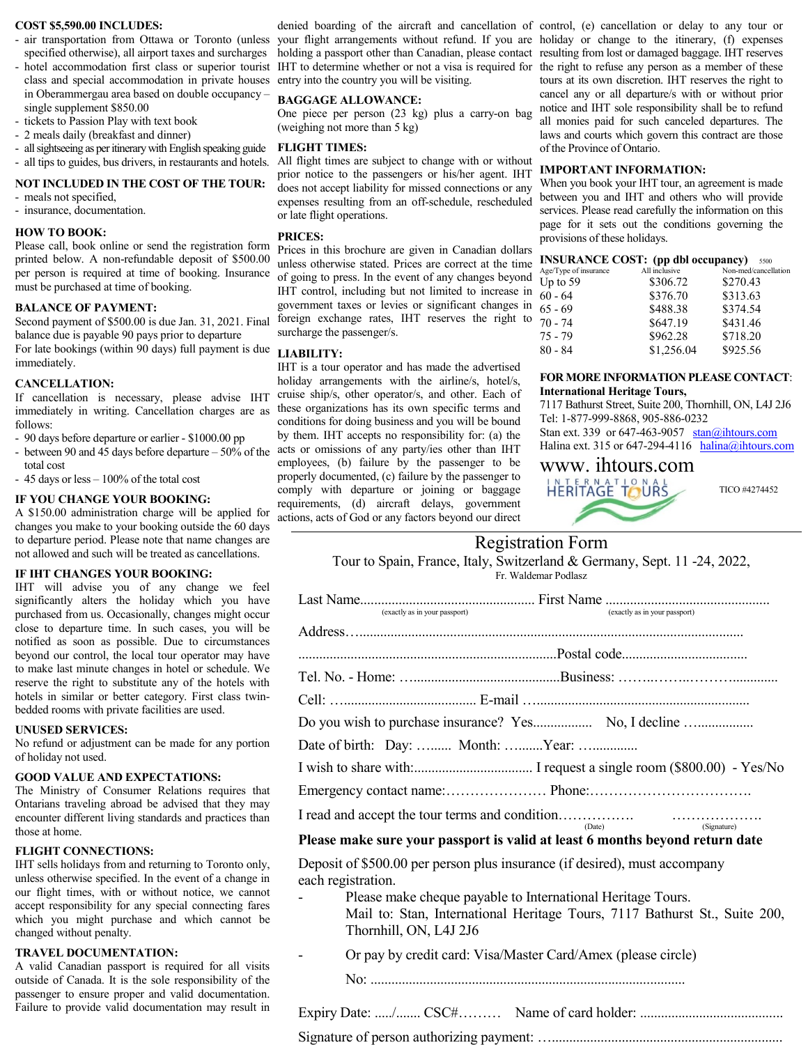### COST $5,590.00 INCLUDES:

- air transportation from Ottawa or Toronto (unless specified otherwise), all airport taxes and surcharges
- hotel accommodation first class or superior tourist class and special accommodation in private houses in Oberammergau area based on double occupancy – single supplement $850.00
- tickets to Passion Play with text book
- 2 meals daily (breakfast and dinner)
- all sightseeing as per itinerary with English speaking guide
- all tips to guides, bus drivers, in restaurants and hotels.

### NOT INCLUDED IN THE COST OF THE TOUR:

- meals not specified,
- insurance, documentation.

### HOW TO BOOK:

Please call, book online or send the registration form printed below. A non-refundable deposit of $500.00 per person is required at time of booking. Insurance must be purchased at time of booking.

### BALANCE OF PAYMENT:

Second payment of $500.00 is due Jan. 31, 2021. Final balance due is payable 90 pays prior to departure

For late bookings (within 90 days) full payment is due immediately.

### CANCELLATION:

If cancellation is necessary, please advise IHT immediately in writing. Cancellation charges are as follows:

- 90 days before departure or earlier - $1000.00 pp
- between 90 and 45 days before departure – 50% of the total cost
- 45 days or less – 100% of the total cost

### IF YOU CHANGE YOUR BOOKING:

A $150.00 administration charge will be applied for changes you make to your booking outside the 60 days to departure period. Please note that name changes are not allowed and such will be treated as cancellations.

### IF IHT CHANGES YOUR BOOKING:

IHT will advise you of any change we feel significantly alters the holiday which you have purchased from us. Occasionally, changes might occur close to departure time. In such cases, you will be notified as soon as possible. Due to circumstances beyond our control, the local tour operator may have to make last minute changes in hotel or schedule. We reserve the right to substitute any of the hotels with hotels in similar or better category. First class twin-bedded rooms with private facilities are used.

### UNUSED SERVICES:

No refund or adjustment can be made for any portion of holiday not used.

### GOOD VALUE AND EXPECTATIONS:

The Ministry of Consumer Relations requires that Ontarians traveling abroad be advised that they may encounter different living standards and practices than those at home.

### FLIGHT CONNECTIONS:

IHT sells holidays from and returning to Toronto only, unless otherwise specified. In the event of a change in our flight times, with or without notice, we cannot accept responsibility for any special connecting fares which you might purchase and which cannot be changed without penalty.

### TRAVEL DOCUMENTATION:

A valid Canadian passport is required for all visits outside of Canada. It is the sole responsibility of the passenger to ensure proper and valid documentation. Failure to provide valid documentation may result in denied boarding of the aircraft and cancellation of your flight arrangements without refund. If you are holding a passport other than Canadian, please contact IHT to determine whether or not a visa is required for entry into the country you will be visiting.

### BAGGAGE ALLOWANCE:

One piece per person (23 kg) plus a carry-on bag (weighing not more than 5 kg)

### FLIGHT TIMES:

All flight times are subject to change with or without prior notice to the passengers or his/her agent. IHT does not accept liability for missed connections or any expenses resulting from an off-schedule, rescheduled or late flight operations.

### PRICES:

Prices in this brochure are given in Canadian dollars unless otherwise stated. Prices are correct at the time of going to press. In the event of any changes beyond IHT control, including but not limited to increase in government taxes or levies or significant changes in foreign exchange rates, IHT reserves the right to surcharge the passenger/s.

### LIABILITY:

IHT is a tour operator and has made the advertised holiday arrangements with the airline/s, hotel/s, cruise ship/s, other operator/s, and other. Each of these organizations has its own specific terms and conditions for doing business and you will be bound by them. IHT accepts no responsibility for: (a) the acts or omissions of any party/ies other than IHT employees, (b) failure by the passenger to be properly documented, (c) failure by the passenger to comply with departure or joining or baggage requirements, (d) aircraft delays, government actions, acts of God or any factors beyond our direct control, (e) cancellation or delay to any tour or holiday or change to the itinerary, (f) expenses resulting from lost or damaged baggage. IHT reserves the right to refuse any person as a member of these tours at its own discretion. IHT reserves the right to cancel any or all departure/s with or without prior notice and IHT sole responsibility shall be to refund all monies paid for such canceled departures. The laws and courts which govern this contract are those of the Province of Ontario.

### IMPORTANT INFORMATION:

When you book your IHT tour, an agreement is made between you and IHT and others who will provide services. Please read carefully the information on this page for it sets out the conditions governing the provisions of these holidays.

### INSURANCE COST: (pp dbl occupancy) 5500

| Age/Type of insurance | All inclusive | Non-med/cancellation |
|---|---|---|
| Up to 59 | $306.72 | $270.43 |
| 60 - 64 | $376.70 | $313.63 |
| 65 - 69 | $488.38 | $374.54 |
| 70 - 74 | $647.19 | $431.46 |
| 75 - 79 | $962.28 | $718.20 |
| 80 - 84 | $1,256.04 | $925.56 |

**FOR MORE INFORMATION PLEASE CONTACT:**
**International Heritage Tours,**
7117 Bathurst Street, Suite 200, Thornhill, ON, L4J 2J6
Tel: 1-877-999-8868, 905-886-0232
Stan ext. 339 or 647-463-9057 stan@ihtours.com
Halina ext. 315 or 647-294-4116 halina@ihtours.com

www. ihtours.com

INTERNATIONAL HERITAGE TOURS

TICO #4274452

## Registration Form

Tour to Spain, France, Italy, Switzerland & Germany, Sept. 11 -24, 2022,
Fr. Waldemar Podlasz

Last Name.................................................. First Name ...............................................
(exactly as in your passport) (exactly as in your passport)

Address…...........................................................................................................

.........................................................................Postal code...................................

Tel. No. - Home: …..........................................Business: ……..……..………............

Cell: …..................................... E-mail …...........................................................

Do you wish to purchase insurance? Yes................ No, I decline …...............

Date of birth: Day: …..... Month: …......Year: …............

I wish to share with:................................. I request a single room ($800.00) - Yes/No

Emergency contact name:………………… Phone:…………………………….

I read and accept the tour terms and condition……………. ……………….
(Date) (Signature)

**Please make sure your passport is valid at least 6 months beyond return date**

Deposit of $500.00 per person plus insurance (if desired), must accompany each registration.

- Please make cheque payable to International Heritage Tours.
  Mail to: Stan, International Heritage Tours, 7117 Bathurst St., Suite 200, Thornhill, ON, L4J 2J6
- Or pay by credit card: Visa/Master Card/Amex (please circle)

  No: .........................................................................................

Expiry Date: ...../....... CSC#……… Name of card holder: ........................................

Signature of person authorizing payment: ….................................................................